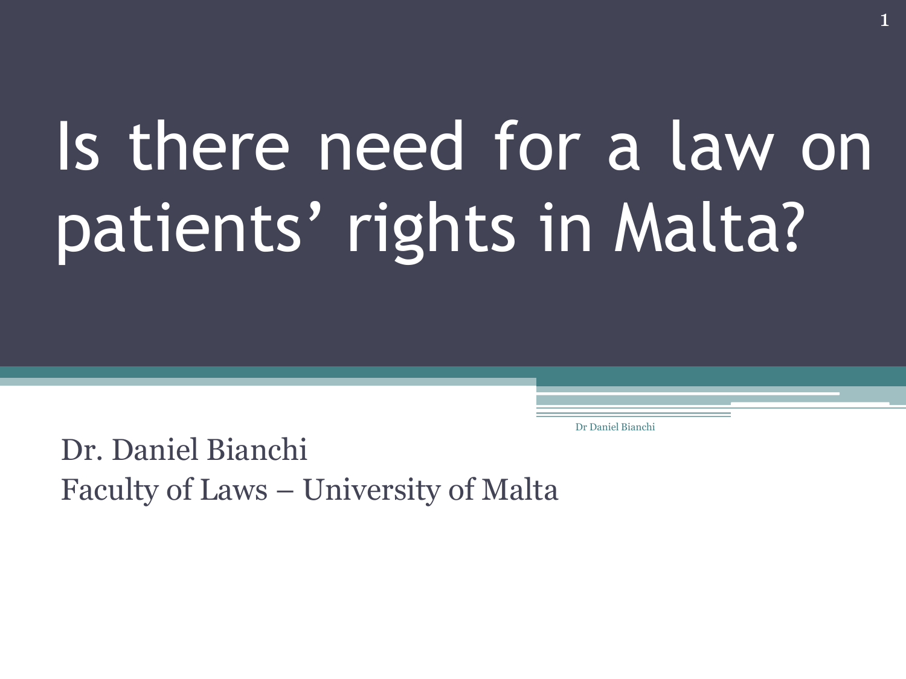# Is there need for a law on patients' rights in Malta?

Dr. Daniel Bianchi
Faculty of Laws – University of Malta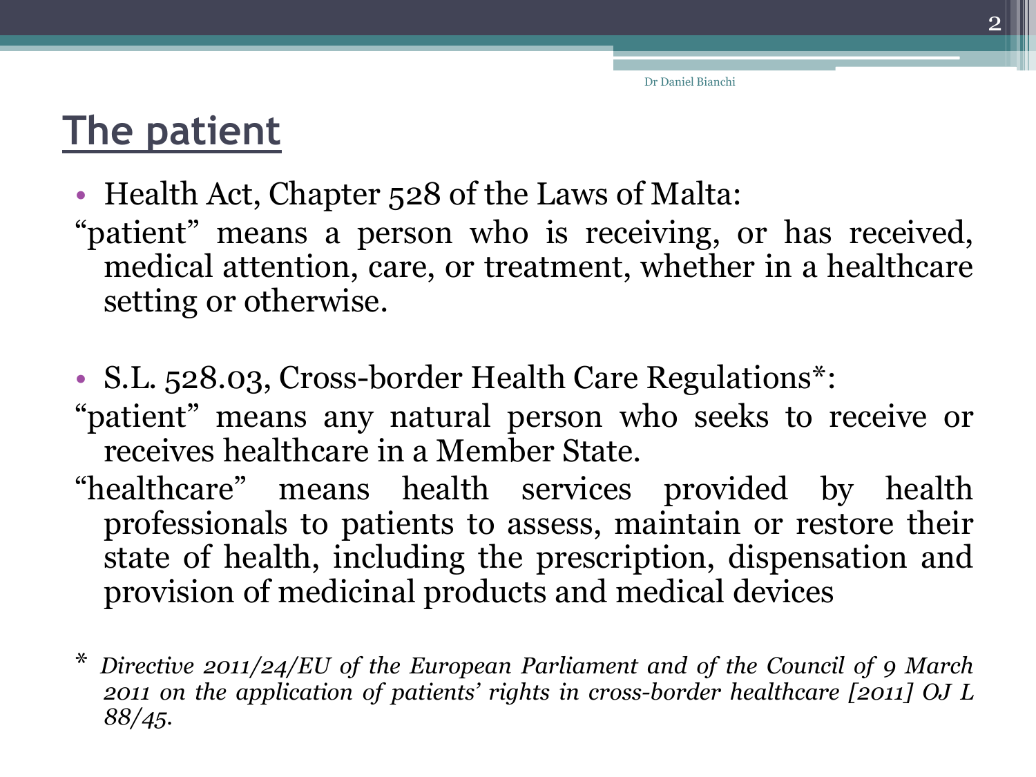## The patient

- Health Act, Chapter 528 of the Laws of Malta:

"patient" means a person who is receiving, or has received, medical attention, care, or treatment, whether in a healthcare setting or otherwise.

- S.L. 528.03, Cross-border Health Care Regulations*:

"patient" means any natural person who seeks to receive or receives healthcare in a Member State.

"healthcare" means health services provided by health professionals to patients to assess, maintain or restore their state of health, including the prescription, dispensation and provision of medicinal products and medical devices

\* *Directive 2011/24/EU of the European Parliament and of the Council of 9 March 2011 on the application of patients' rights in cross-border healthcare [2011] OJ L 88/45.*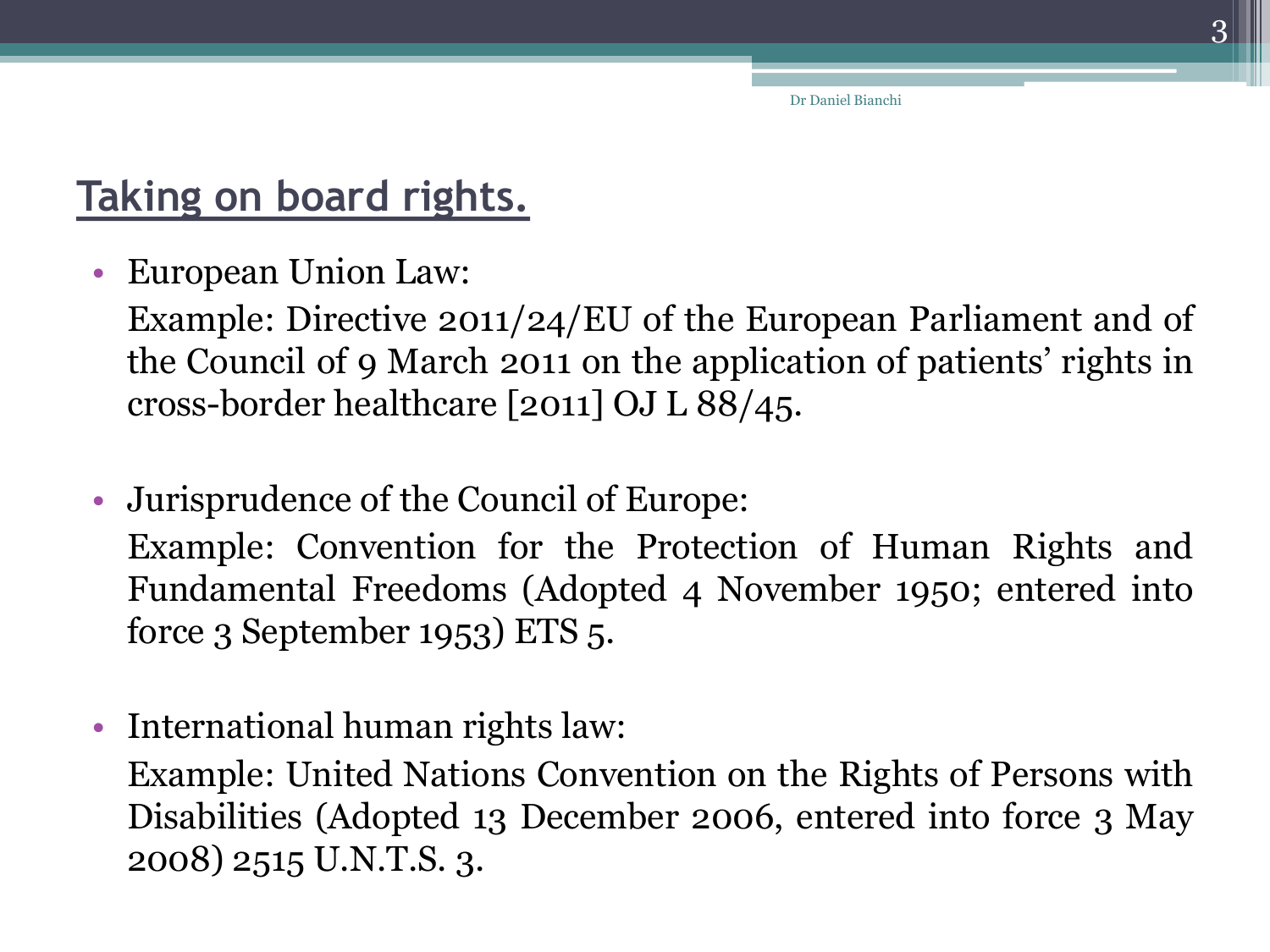## Taking on board rights.

- European Union Law:

  Example: Directive 2011/24/EU of the European Parliament and of the Council of 9 March 2011 on the application of patients' rights in cross-border healthcare [2011] OJ L 88/45.

- Jurisprudence of the Council of Europe:

  Example: Convention for the Protection of Human Rights and Fundamental Freedoms (Adopted 4 November 1950; entered into force 3 September 1953) ETS 5.

- International human rights law:

  Example: United Nations Convention on the Rights of Persons with Disabilities (Adopted 13 December 2006, entered into force 3 May 2008) 2515 U.N.T.S. 3.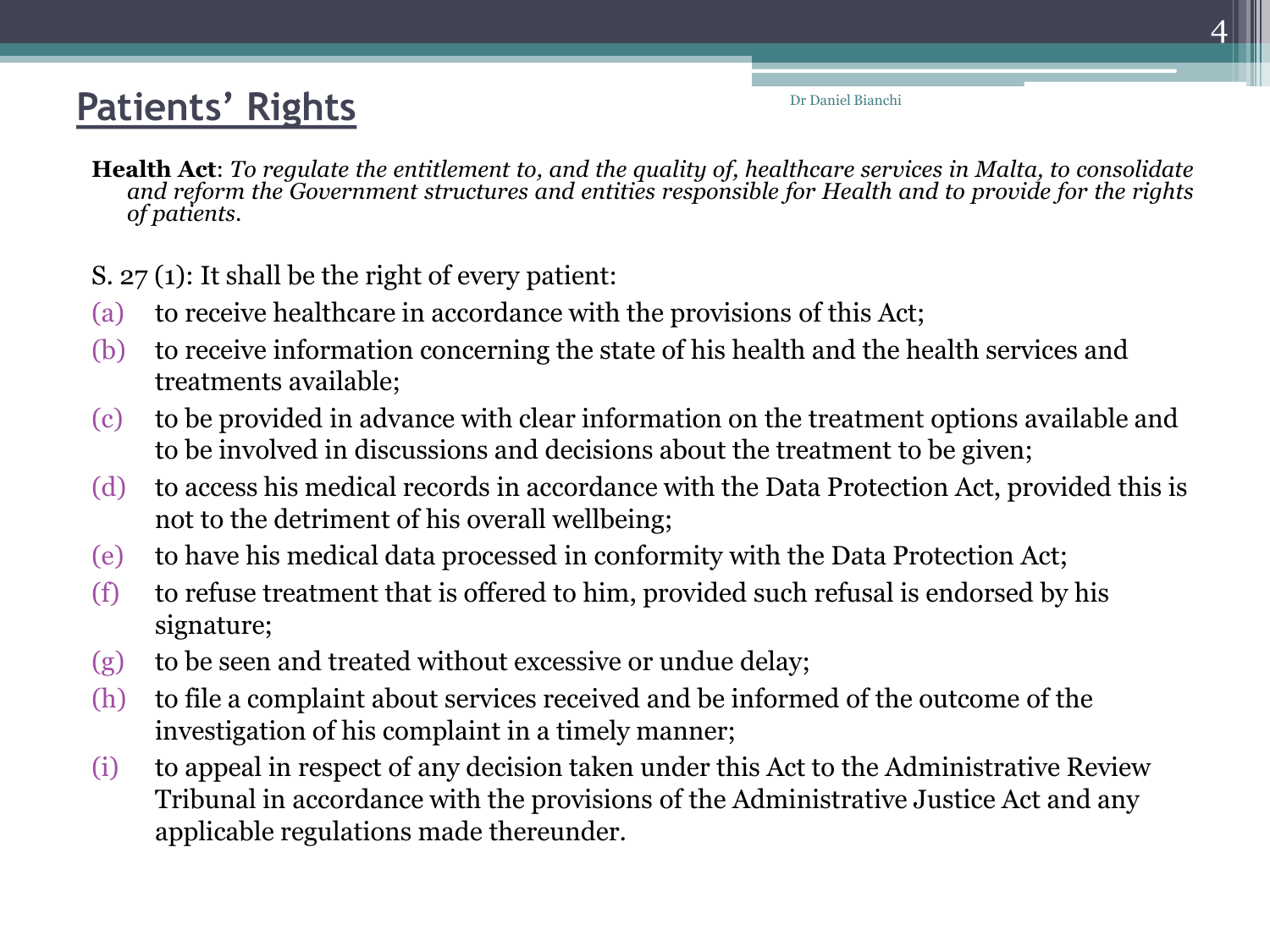## Patients' Rights

**Health Act**: *To regulate the entitlement to, and the quality of, healthcare services in Malta, to consolidate and reform the Government structures and entities responsible for Health and to provide for the rights of patients.*

S. 27 (1): It shall be the right of every patient:

(a) to receive healthcare in accordance with the provisions of this Act;

(b) to receive information concerning the state of his health and the health services and treatments available;

(c) to be provided in advance with clear information on the treatment options available and to be involved in discussions and decisions about the treatment to be given;

(d) to access his medical records in accordance with the Data Protection Act, provided this is not to the detriment of his overall wellbeing;

(e) to have his medical data processed in conformity with the Data Protection Act;

(f) to refuse treatment that is offered to him, provided such refusal is endorsed by his signature;

(g) to be seen and treated without excessive or undue delay;

(h) to file a complaint about services received and be informed of the outcome of the investigation of his complaint in a timely manner;

(i) to appeal in respect of any decision taken under this Act to the Administrative Review Tribunal in accordance with the provisions of the Administrative Justice Act and any applicable regulations made thereunder.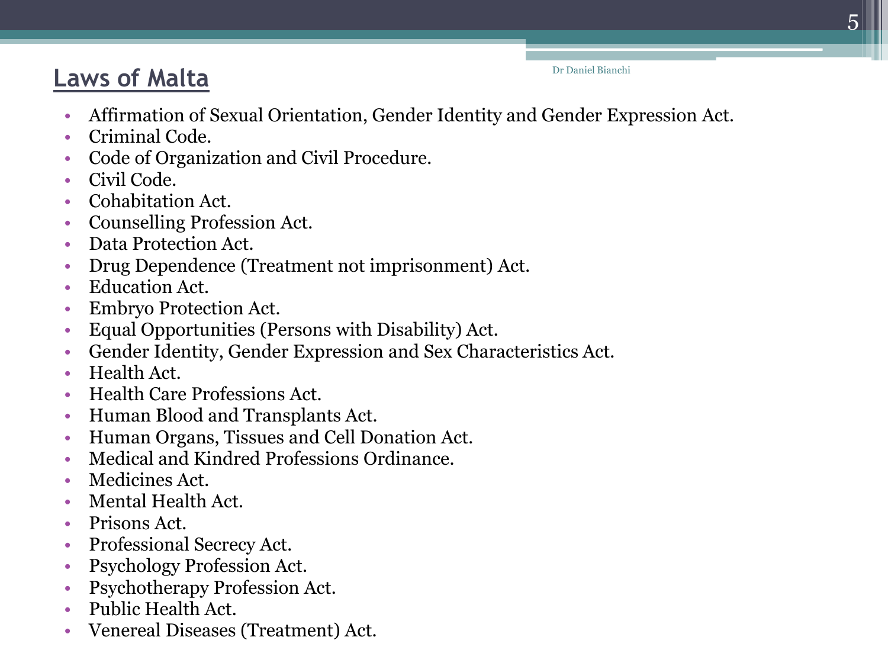## Laws of Malta

- Affirmation of Sexual Orientation, Gender Identity and Gender Expression Act.
- Criminal Code.
- Code of Organization and Civil Procedure.
- Civil Code.
- Cohabitation Act.
- Counselling Profession Act.
- Data Protection Act.
- Drug Dependence (Treatment not imprisonment) Act.
- Education Act.
- Embryo Protection Act.
- Equal Opportunities (Persons with Disability) Act.
- Gender Identity, Gender Expression and Sex Characteristics Act.
- Health Act.
- Health Care Professions Act.
- Human Blood and Transplants Act.
- Human Organs, Tissues and Cell Donation Act.
- Medical and Kindred Professions Ordinance.
- Medicines Act.
- Mental Health Act.
- Prisons Act.
- Professional Secrecy Act.
- Psychology Profession Act.
- Psychotherapy Profession Act.
- Public Health Act.
- Venereal Diseases (Treatment) Act.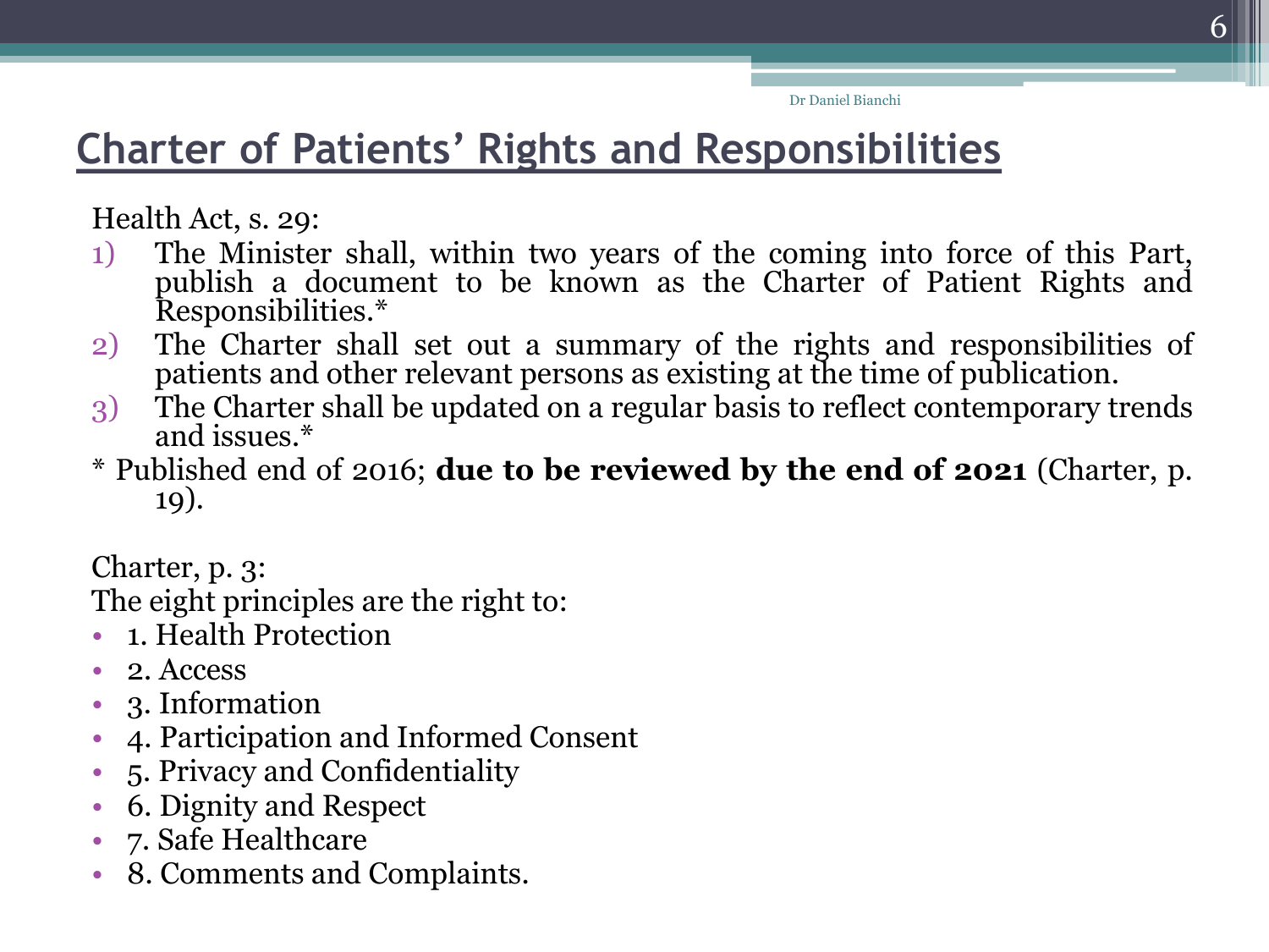## Charter of Patients' Rights and Responsibilities

Health Act, s. 29:

1) The Minister shall, within two years of the coming into force of this Part, publish a document to be known as the Charter of Patient Rights and Responsibilities.*
2) The Charter shall set out a summary of the rights and responsibilities of patients and other relevant persons as existing at the time of publication.
3) The Charter shall be updated on a regular basis to reflect contemporary trends and issues.*

* Published end of 2016; **due to be reviewed by the end of 2021** (Charter, p. 19).

Charter, p. 3:

The eight principles are the right to:

- 1. Health Protection
- 2. Access
- 3. Information
- 4. Participation and Informed Consent
- 5. Privacy and Confidentiality
- 6. Dignity and Respect
- 7. Safe Healthcare
- 8. Comments and Complaints.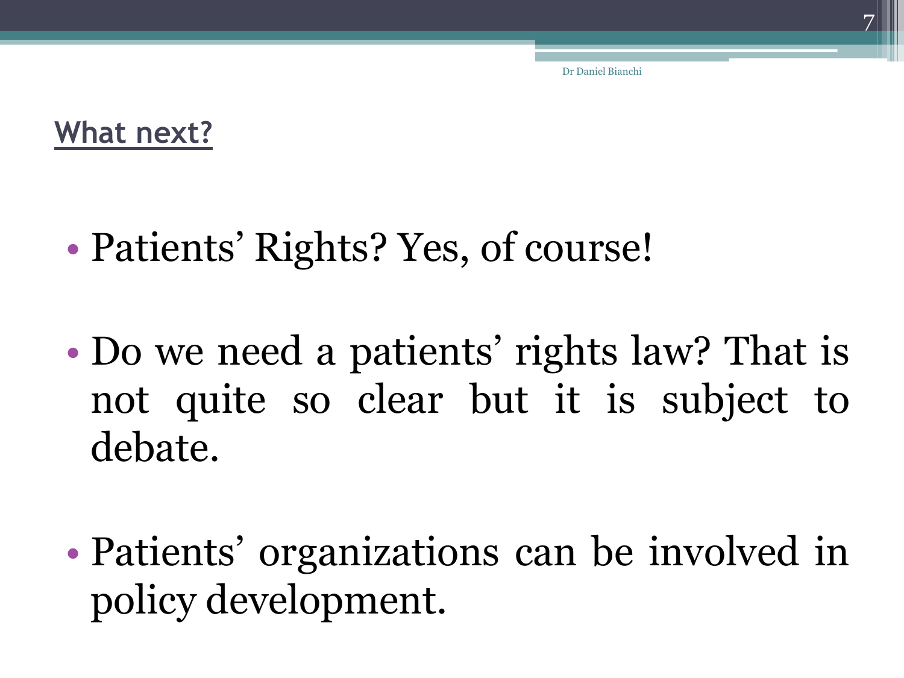## What next?

- Patients' Rights? Yes, of course!
- Do we need a patients' rights law? That is not quite so clear but it is subject to debate.
- Patients' organizations can be involved in policy development.